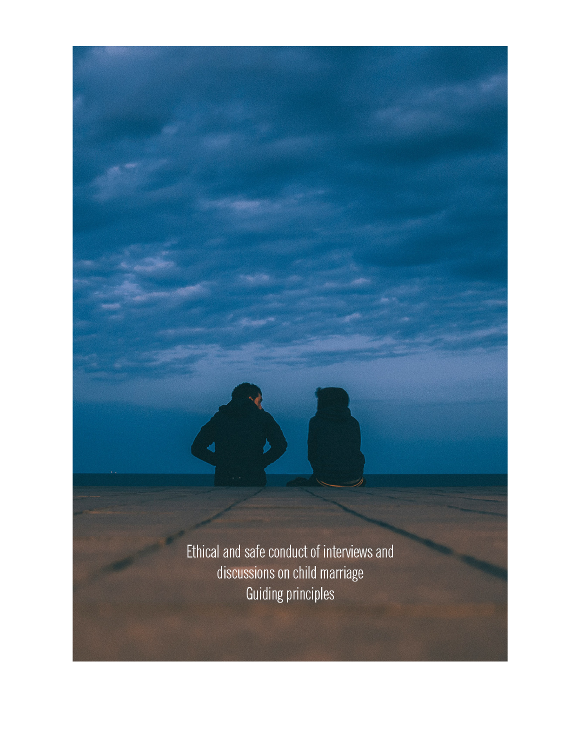# Ethical and safe conduct of interviews and discussions on child marriage

## Guiding principles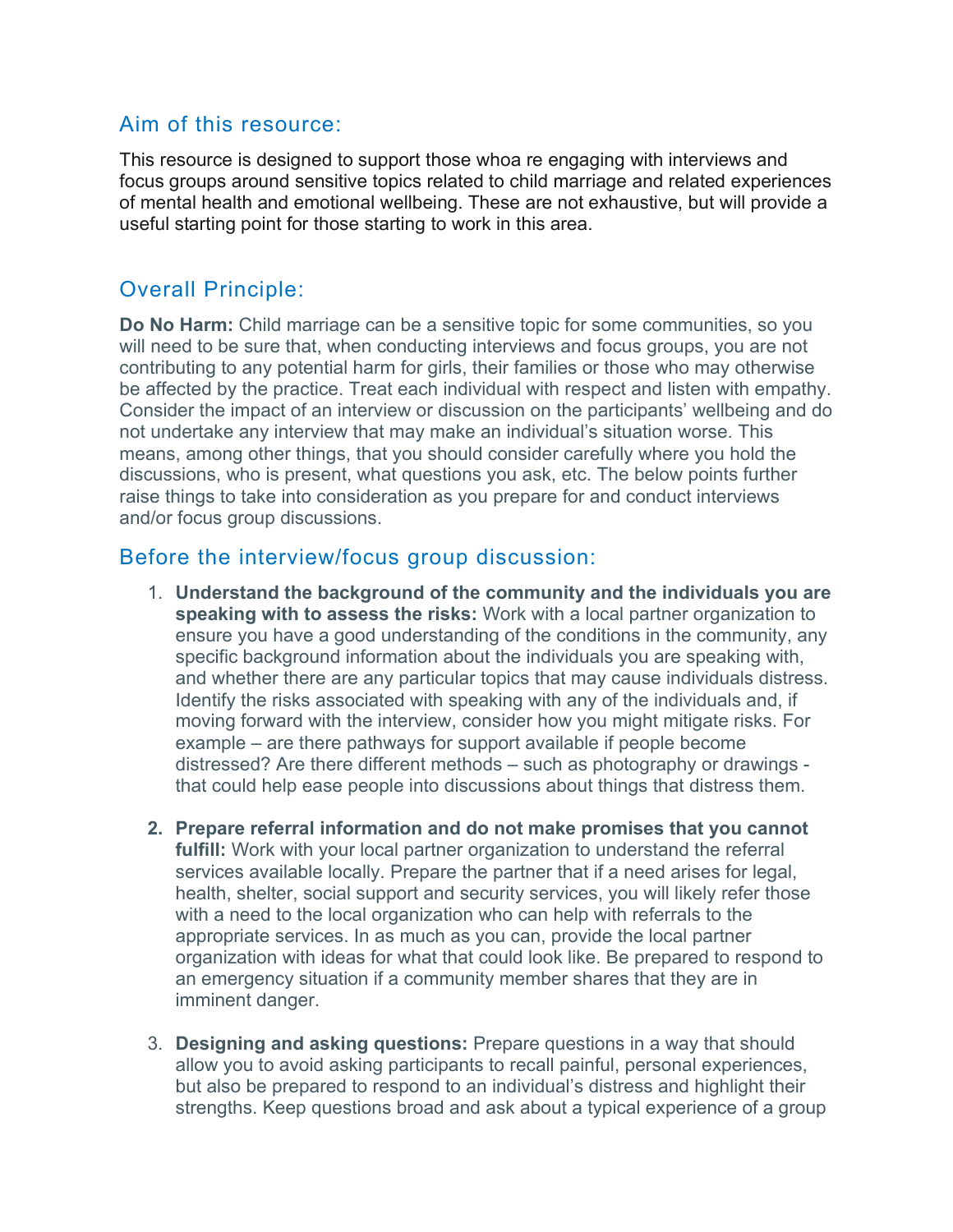## Aim of this resource:

This resource is designed to support those whoa re engaging with interviews and focus groups around sensitive topics related to child marriage and related experiences of mental health and emotional wellbeing. These are not exhaustive, but will provide a useful starting point for those starting to work in this area.

## Overall Principle:

**Do No Harm:** Child marriage can be a sensitive topic for some communities, so you will need to be sure that, when conducting interviews and focus groups, you are not contributing to any potential harm for girls, their families or those who may otherwise be affected by the practice. Treat each individual with respect and listen with empathy. Consider the impact of an interview or discussion on the participants' wellbeing and do not undertake any interview that may make an individual's situation worse. This means, among other things, that you should consider carefully where you hold the discussions, who is present, what questions you ask, etc. The below points further raise things to take into consideration as you prepare for and conduct interviews and/or focus group discussions.

## Before the interview/focus group discussion:

1. **Understand the background of the community and the individuals you are speaking with to assess the risks:** Work with a local partner organization to ensure you have a good understanding of the conditions in the community, any specific background information about the individuals you are speaking with, and whether there are any particular topics that may cause individuals distress. Identify the risks associated with speaking with any of the individuals and, if moving forward with the interview, consider how you might mitigate risks. For example – are there pathways for support available if people become distressed? Are there different methods – such as photography or drawings - that could help ease people into discussions about things that distress them.

2. **Prepare referral information and do not make promises that you cannot fulfill:** Work with your local partner organization to understand the referral services available locally. Prepare the partner that if a need arises for legal, health, shelter, social support and security services, you will likely refer those with a need to the local organization who can help with referrals to the appropriate services. In as much as you can, provide the local partner organization with ideas for what that could look like. Be prepared to respond to an emergency situation if a community member shares that they are in imminent danger.

3. **Designing and asking questions:** Prepare questions in a way that should allow you to avoid asking participants to recall painful, personal experiences, but also be prepared to respond to an individual's distress and highlight their strengths. Keep questions broad and ask about a typical experience of a group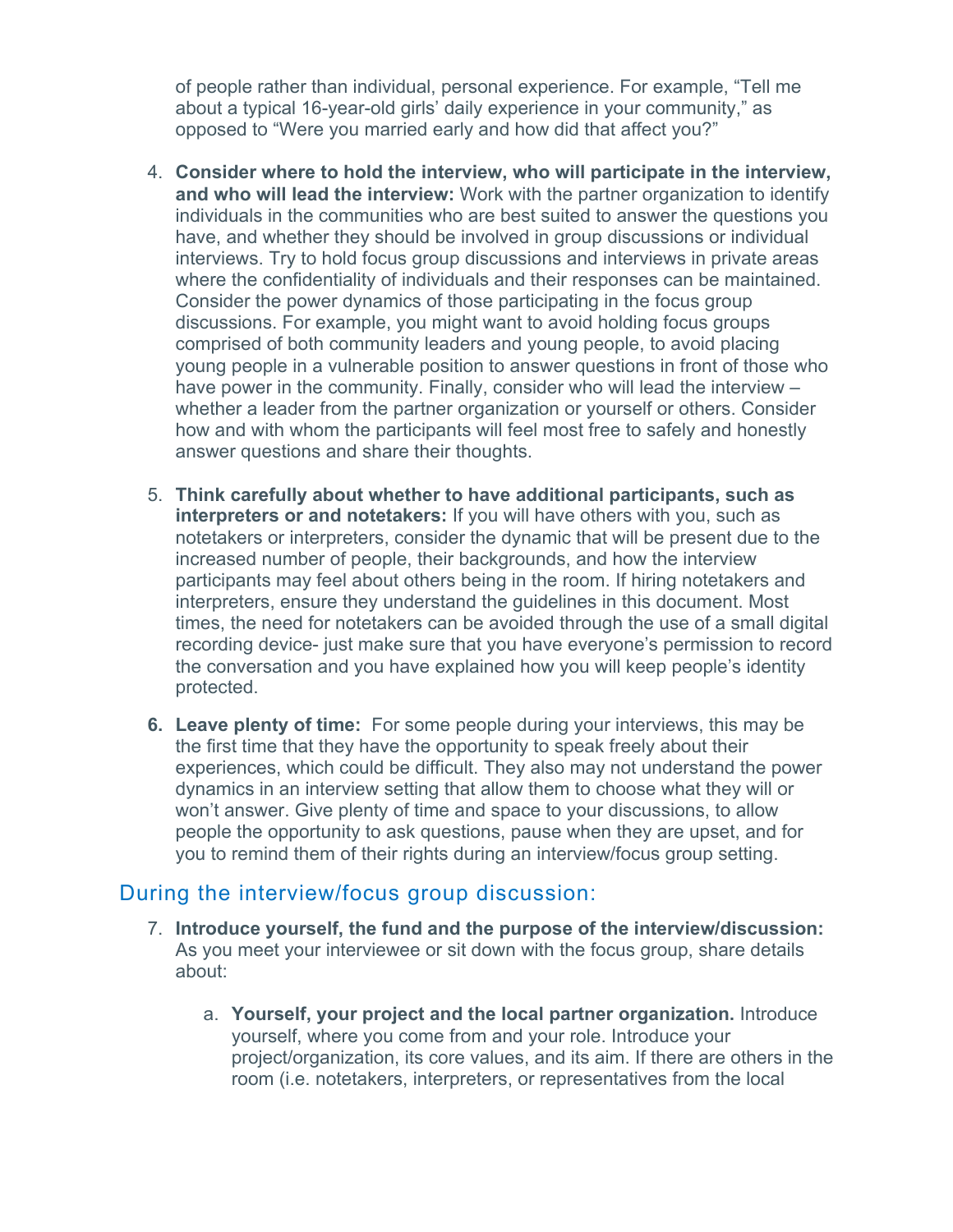of people rather than individual, personal experience. For example, "Tell me about a typical 16-year-old girls' daily experience in your community," as opposed to "Were you married early and how did that affect you?"

4. **Consider where to hold the interview, who will participate in the interview, and who will lead the interview:** Work with the partner organization to identify individuals in the communities who are best suited to answer the questions you have, and whether they should be involved in group discussions or individual interviews. Try to hold focus group discussions and interviews in private areas where the confidentiality of individuals and their responses can be maintained. Consider the power dynamics of those participating in the focus group discussions. For example, you might want to avoid holding focus groups comprised of both community leaders and young people, to avoid placing young people in a vulnerable position to answer questions in front of those who have power in the community. Finally, consider who will lead the interview – whether a leader from the partner organization or yourself or others. Consider how and with whom the participants will feel most free to safely and honestly answer questions and share their thoughts.

5. **Think carefully about whether to have additional participants, such as interpreters or and notetakers:** If you will have others with you, such as notetakers or interpreters, consider the dynamic that will be present due to the increased number of people, their backgrounds, and how the interview participants may feel about others being in the room. If hiring notetakers and interpreters, ensure they understand the guidelines in this document. Most times, the need for notetakers can be avoided through the use of a small digital recording device- just make sure that you have everyone's permission to record the conversation and you have explained how you will keep people's identity protected.

6. **Leave plenty of time:** For some people during your interviews, this may be the first time that they have the opportunity to speak freely about their experiences, which could be difficult. They also may not understand the power dynamics in an interview setting that allow them to choose what they will or won't answer. Give plenty of time and space to your discussions, to allow people the opportunity to ask questions, pause when they are upset, and for you to remind them of their rights during an interview/focus group setting.

## During the interview/focus group discussion:

7. **Introduce yourself, the fund and the purpose of the interview/discussion:** As you meet your interviewee or sit down with the focus group, share details about:

    a. **Yourself, your project and the local partner organization.** Introduce yourself, where you come from and your role. Introduce your project/organization, its core values, and its aim. If there are others in the room (i.e. notetakers, interpreters, or representatives from the local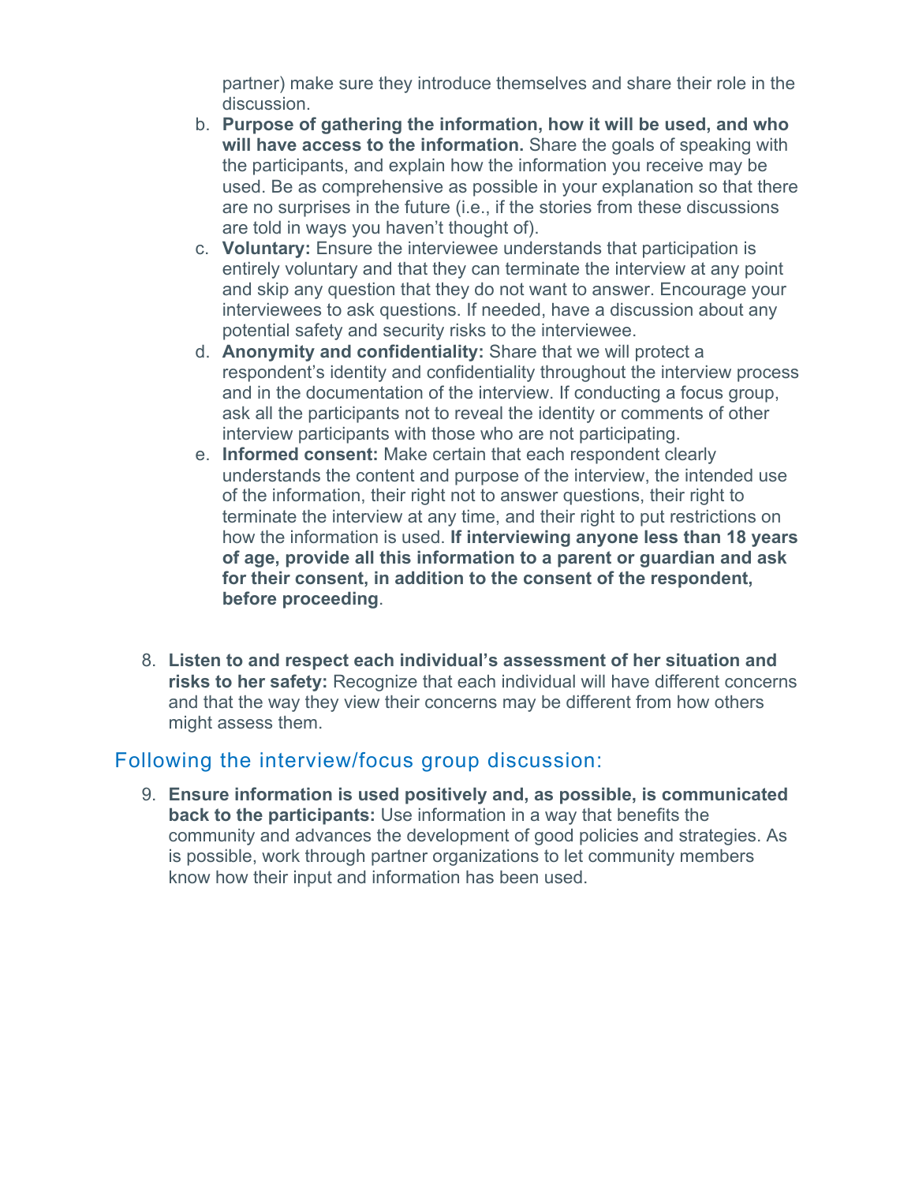partner) make sure they introduce themselves and share their role in the discussion.

b. **Purpose of gathering the information, how it will be used, and who will have access to the information.** Share the goals of speaking with the participants, and explain how the information you receive may be used. Be as comprehensive as possible in your explanation so that there are no surprises in the future (i.e., if the stories from these discussions are told in ways you haven't thought of).

c. **Voluntary:** Ensure the interviewee understands that participation is entirely voluntary and that they can terminate the interview at any point and skip any question that they do not want to answer. Encourage your interviewees to ask questions. If needed, have a discussion about any potential safety and security risks to the interviewee.

d. **Anonymity and confidentiality:** Share that we will protect a respondent's identity and confidentiality throughout the interview process and in the documentation of the interview. If conducting a focus group, ask all the participants not to reveal the identity or comments of other interview participants with those who are not participating.

e. **Informed consent:** Make certain that each respondent clearly understands the content and purpose of the interview, the intended use of the information, their right not to answer questions, their right to terminate the interview at any time, and their right to put restrictions on how the information is used. **If interviewing anyone less than 18 years of age, provide all this information to a parent or guardian and ask for their consent, in addition to the consent of the respondent, before proceeding**.

8. **Listen to and respect each individual's assessment of her situation and risks to her safety:** Recognize that each individual will have different concerns and that the way they view their concerns may be different from how others might assess them.

## Following the interview/focus group discussion:

9. **Ensure information is used positively and, as possible, is communicated back to the participants:** Use information in a way that benefits the community and advances the development of good policies and strategies. As is possible, work through partner organizations to let community members know how their input and information has been used.